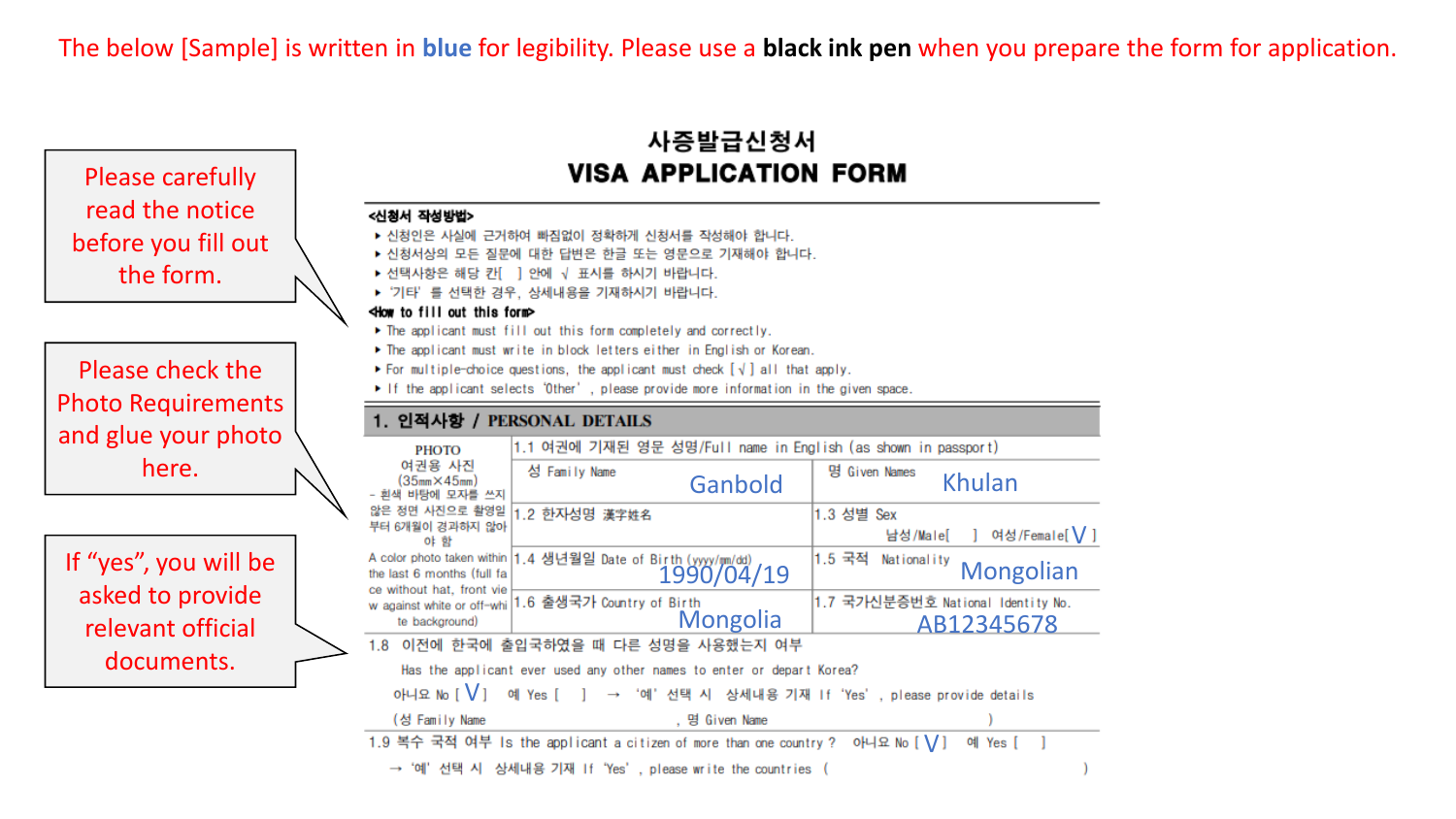The below [Sample] is written in blue for legibility. Please use a **black ink pen** when you prepare the form for application.

> Please carefully read the notice before you fill out the form.

> Please check the Photo Requirements and glue your photo here.

> If "yes", you will be asked to provide relevant official documents.

# 사증발급신청서
# VISA APPLICATION FORM

**<신청서 작성방법>**

- 신청인은 사실에 근거하여 빠짐없이 정확하게 신청서를 작성해야 합니다.
- 신청서상의 모든 질문에 대한 답변은 한글 또는 영문으로 기재해야 합니다.
- 선택사항은 해당 칸[ ] 안에 √ 표시를 하시기 바랍니다.
- '기타' 를 선택한 경우, 상세내용을 기재하시기 바랍니다.

**<How to fill out this form>**

- The applicant must fill out this form completely and correctly.
- The applicant must write in block letters either in English or Korean.
- For multiple-choice questions, the applicant must check [√] all that apply.
- If the applicant selects 'Other', please provide more information in the given space.

## 1. 인적사항 / PERSONAL DETAILS

| PHOTO 여권용 사진 (35㎜×45㎜) - 흰색 바탕에 모자를 쓰지 않은 정면 사진으로 촬영일부터 6개월이 경과하지 않아야 함 A color photo taken within the last 6 months (full face without hat, front view against white or off-white background) | 1.1 여권에 기재된 영문 성명/Full name in English (as shown in passport) | |
|---|---|---|
| | 성 Family Name: Ganbold | 명 Given Names: Khulan |
| | 1.2 한자성명 漢字姓名 | 1.3 성별 Sex 남성/Male[ ] 여성/Female[ V ] |
| | 1.4 생년월일 Date of Birth (yyyy/mm/dd) 1990/04/19 | 1.5 국적 Nationality Mongolian |
| | 1.6 출생국가 Country of Birth Mongolia | 1.7 국가신분증번호 National Identity No. AB12345678 |

1.8 이전에 한국에 출입국하였을 때 다른 성명을 사용했는지 여부
Has the applicant ever used any other names to enter or depart Korea?
아니오 No [ V ] 예 Yes [ ] → '예' 선택 시 상세내용 기재 If 'Yes', please provide details
(성 Family Name , 명 Given Name )

1.9 복수 국적 여부 Is the applicant a citizen of more than one country? 아니오 No [ V ] 예 Yes [ ]
→ '예' 선택 시 상세내용 기재 If 'Yes', please write the countries ( )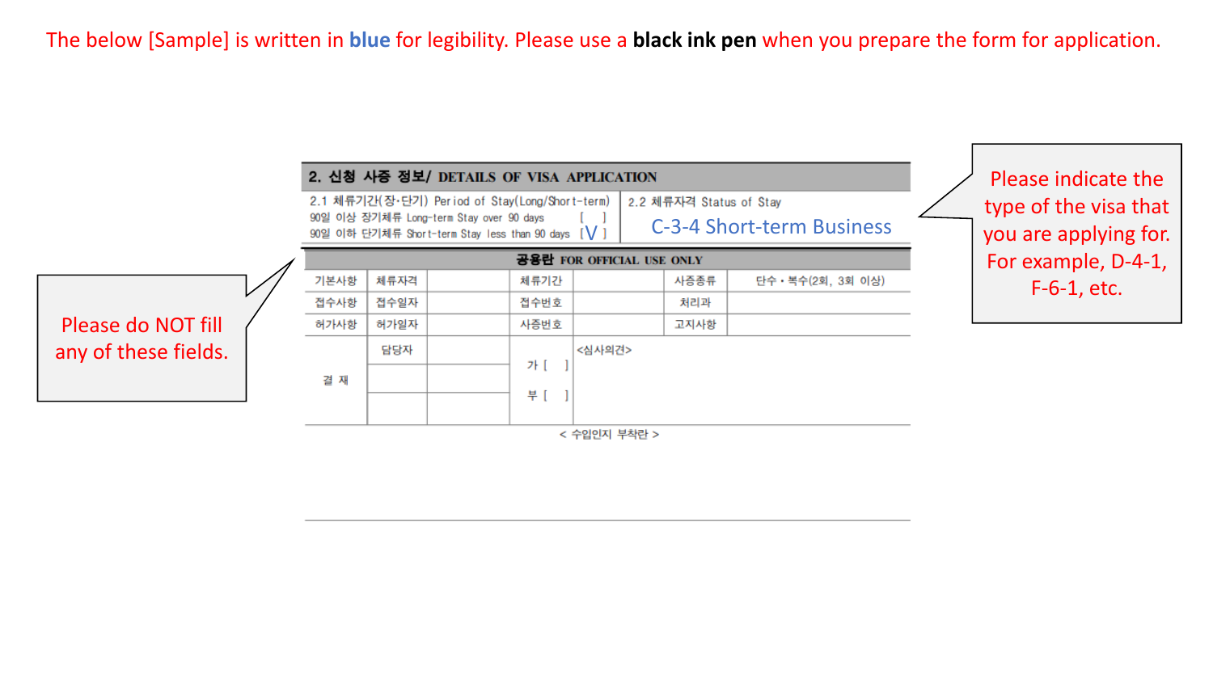The below [Sample] is written in **blue** for legibility. Please use a **black ink pen** when you prepare the form for application.

## 2. 신청 사증 정보/ DETAILS OF VISA APPLICATION

| 2.1 체류기간(장·단기) Period of Stay(Long/Short-term) | 2.2 체류자격 Status of Stay |
|---|---|
| 90일 이상 장기체류 Long-term Stay over 90 days [ ]<br>90일 이하 단기체류 Short-term Stay less than 90 days [V] | C-3-4 Short-term Business |

Please indicate the type of the visa that you are applying for. For example, D-4-1, F-6-1, etc.

**공용란 FOR OFFICIAL USE ONLY**

| 기본사항 | 체류자격 | | 체류기간 | | 사증종류 | 단수 • 복수(2회, 3회 이상) |
|---|---|---|---|---|---|---|
| 접수사항 | 접수일자 | | 접수번호 | | 처리과 | |
| 허가사항 | 허가일자 | | 사증번호 | | 고지사항 | |
| 결 재 | 담당자 | | 가 [ ]<br>부 [ ] | <심사의견> | | |
| | | | | | | |
| | | | | | | |

< 수입인지 부착란 >

Please do NOT fill any of these fields.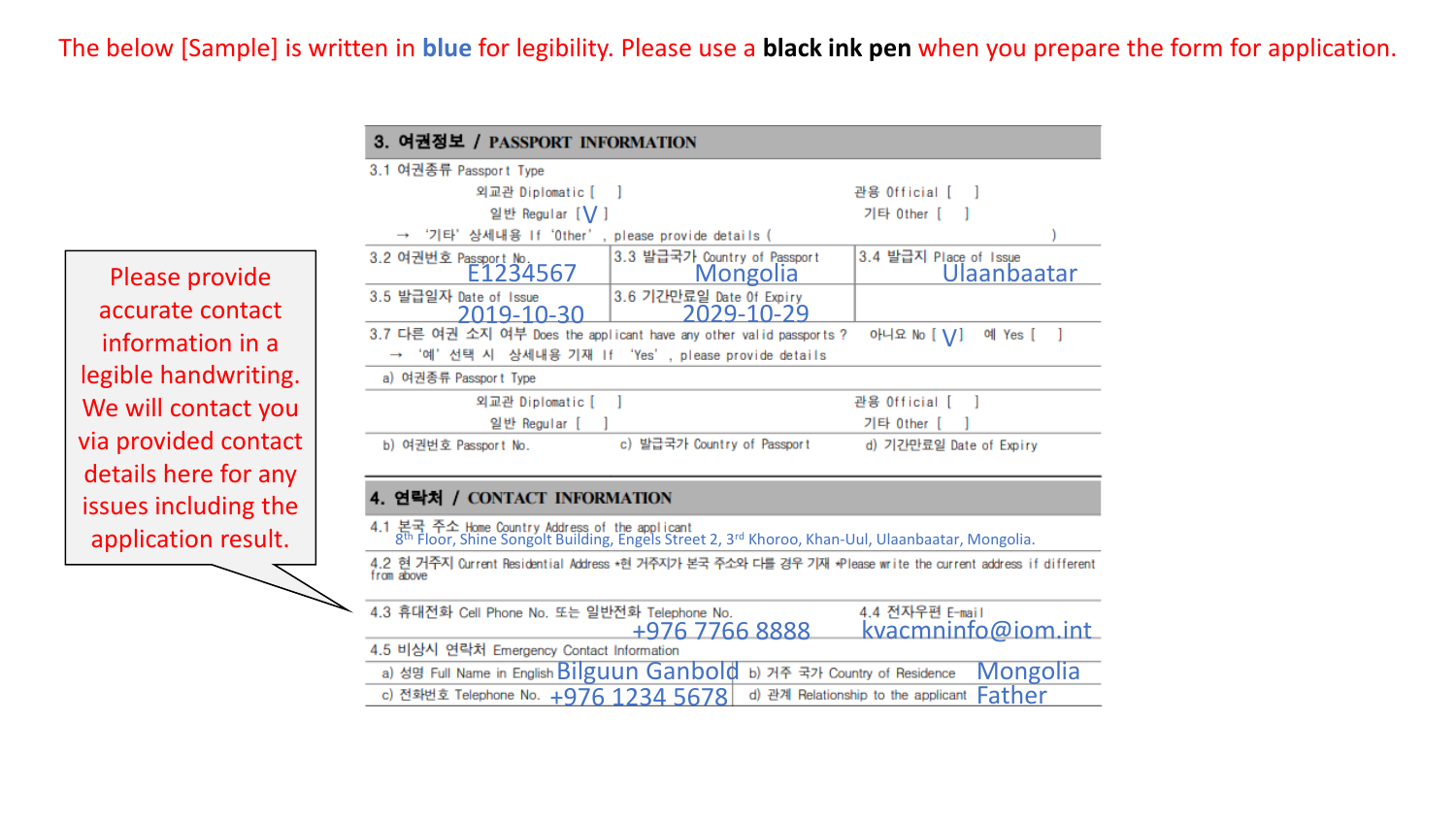The below [Sample] is written in **blue** for legibility. Please use a **black ink pen** when you prepare the form for application.

Please provide accurate contact information in a legible handwriting. We will contact you via provided contact details here for any issues including the application result.

## 3. 여권정보 / PASSPORT INFORMATION

3.1 여권종류 Passport Type

외교관 Diplomatic [ ]　　관용 Official [ ]

일반 Regular [V]　　기타 Other [ ]

→ '기타' 상세내용 If 'Other', please provide details ( )

| 3.2 여권번호 Passport No. | 3.3 발급국가 Country of Passport | 3.4 발급지 Place of Issue |
|---|---|---|
| E1234567 | Mongolia | Ulaanbaatar |
| 3.5 발급일자 Date of Issue | 3.6 기간만료일 Date Of Expiry | |
| 2019-10-30 | 2029-10-29 | |

3.7 다른 여권 소지 여부 Does the applicant have any other valid passports? 아니요 No [V] 예 Yes [ ]

→ '예' 선택 시 상세내용 기재 If 'Yes', please provide details

a) 여권종류 Passport Type

외교관 Diplomatic [ ]　　관용 Official [ ]

일반 Regular [ ]　　기타 Other [ ]

b) 여권번호 Passport No.　　c) 발급국가 Country of Passport　　d) 기간만료일 Date of Expiry

## 4. 연락처 / CONTACT INFORMATION

4.1 본국 주소 Home Country Address of the applicant

8th Floor, Shine Songolt Building, Engels Street 2, 3rd Khoroo, Khan-Uul, Ulaanbaatar, Mongolia.

4.2 현 거주지 Current Residential Address *현 거주지가 본국 주소와 다를 경우 기재 *Please write the current address if different from above

| 4.3 휴대전화 Cell Phone No. 또는 일반전화 Telephone No. | 4.4 전자우편 E-mail |
|---|---|
| +976 7766 8888 | kvacmninfo@iom.int |

4.5 비상시 연락처 Emergency Contact Information

| a) 성명 Full Name in English | Bilguun Ganbold | b) 거주 국가 Country of Residence | Mongolia |
|---|---|---|---|
| c) 전화번호 Telephone No. | +976 1234 5678 | d) 관계 Relationship to the applicant | Father |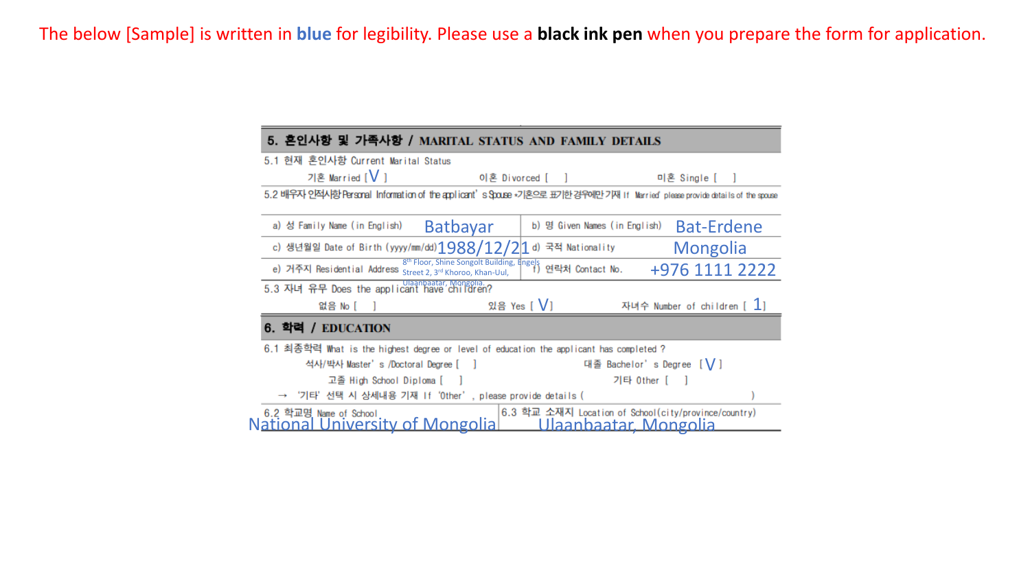The below [Sample] is written in **blue** for legibility. Please use a **black ink pen** when you prepare the form for application.

## 5. 혼인사항 및 가족사항 / MARITAL STATUS AND FAMILY DETAILS

5.1 현재 혼인사항 Current Marital Status

기혼 Married [V]　　이혼 Divorced [ ]　　미혼 Single [ ]

5.2 배우자 인적사항 Personal Information of the applicant's Spouse ※기혼으로 표기한 경우에만 기재 If 'Married' please provide details of the spouse

| | | | |
|---|---|---|---|
| a) 성 Family Name (in English) | Batbayar | b) 명 Given Names (in English) | Bat-Erdene |
| c) 생년월일 Date of Birth (yyyy/mm/dd) | 1988/12/21 | d) 국적 Nationality | Mongolia |
| e) 거주지 Residential Address | 8th Floor, Shine Songolt Building, Engels Street 2, 3rd Khoroo, Khan-Uul, Ulaanbaatar, Mongolia. | f) 연락처 Contact No. | +976 1111 2222 |

5.3 자녀 유무 Does the applicant have children?

없음 No [ ]　　있음 Yes [V]　　자녀수 Number of children [1]

## 6. 학력 / EDUCATION

6.1 최종학력 What is the highest degree or level of education the applicant has completed?

석사/박사 Master's /Doctoral Degree [ ]　　대졸 Bachelor's Degree [V]

고졸 High School Diploma [ ]　　기타 Other [ ]

→ '기타' 선택 시 상세내용 기재 If 'Other', please provide details ( )

| 6.2 학교명 Name of School | 6.3 학교 소재지 Location of School(city/province/country) |
|---|---|
| National University of Mongolia | Ulaanbaatar, Mongolia |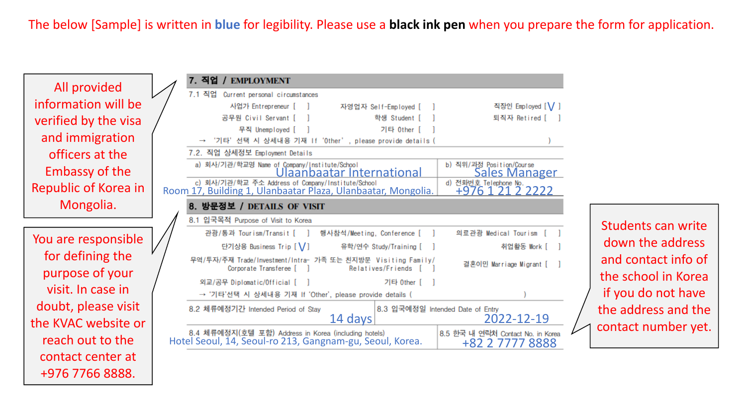The below [Sample] is written in **blue** for legibility. Please use a **black ink pen** when you prepare the form for application.

All provided information will be verified by the visa and immigration officers at the Embassy of the Republic of Korea in Mongolia.

You are responsible for defining the purpose of your visit. In case in doubt, please visit the KVAC website or reach out to the contact center at +976 7766 8888.

Students can write down the address and contact info of the school in Korea if you do not have the address and the contact number yet.

## 7. 직업 / EMPLOYMENT

**7.1 직업 Current personal circumstances**

| | | |
|---|---|---|
| 사업가 Entrepreneur [ ] | 자영업자 Self-Employed [ ] | 직장인 Employed [V] |
| 공무원 Civil Servant [ ] | 학생 Student [ ] | 퇴직자 Retired [ ] |
| 무직 Unemployed [ ] | 기타 Other [ ] | |

→ '기타' 선택 시 상세내용 기재 If 'Other', please provide details ( )

**7.2. 직업 상세정보 Employment Details**

| | |
|---|---|
| a) 회사/기관/학교명 Name of Company/Institute/School: Ulaanbaatar International | b) 직위/과정 Position/Course: Sales Manager |
| c) 회사/기관/학교 주소 Address of Company/Institute/School: Room 17, Building 1, Ulanbaatar Plaza, Ulanbaatar, Mongolia. | d) 전화번호 Telephone No.: +976 1 21 2 2222 |

## 8. 방문정보 / DETAILS OF VISIT

**8.1 입국목적 Purpose of Visit to Korea**

| | | |
|---|---|---|
| 관광/통과 Tourism/Transit [ ] | 행사참석/Meeting, Conference [ ] | 의료관광 Medical Tourism [ ] |
| 단기상용 Business Trip [V] | 유학/연수 Study/Training [ ] | 취업활동 Work [ ] |
| 무역/투자/주재 Trade/Investment/Intra-Corporate Transferee [ ] | 가족 또는 친지방문 Visiting Family/Relatives/Friends [ ] | 결혼이민 Marriage Migrant [ ] |
| 외교/공무 Diplomatic/Official [ ] | 기타 Other [ ] | |

→ '기타'선택 시 상세내용 기재 If 'Other', please provide details ( )

| | |
|---|---|
| 8.2 체류예정기간 Intended Period of Stay: 14 days | 8.3 입국예정일 Intended Date of Entry: 2022-12-19 |
| 8.4 체류예정지(호텔 포함) Address in Korea (including hotels): Hotel Seoul, 14, Seoul-ro 213, Gangnam-gu, Seoul, Korea. | 8.5 한국 내 연락처 Contact No. in Korea: +82 2 7777 8888 |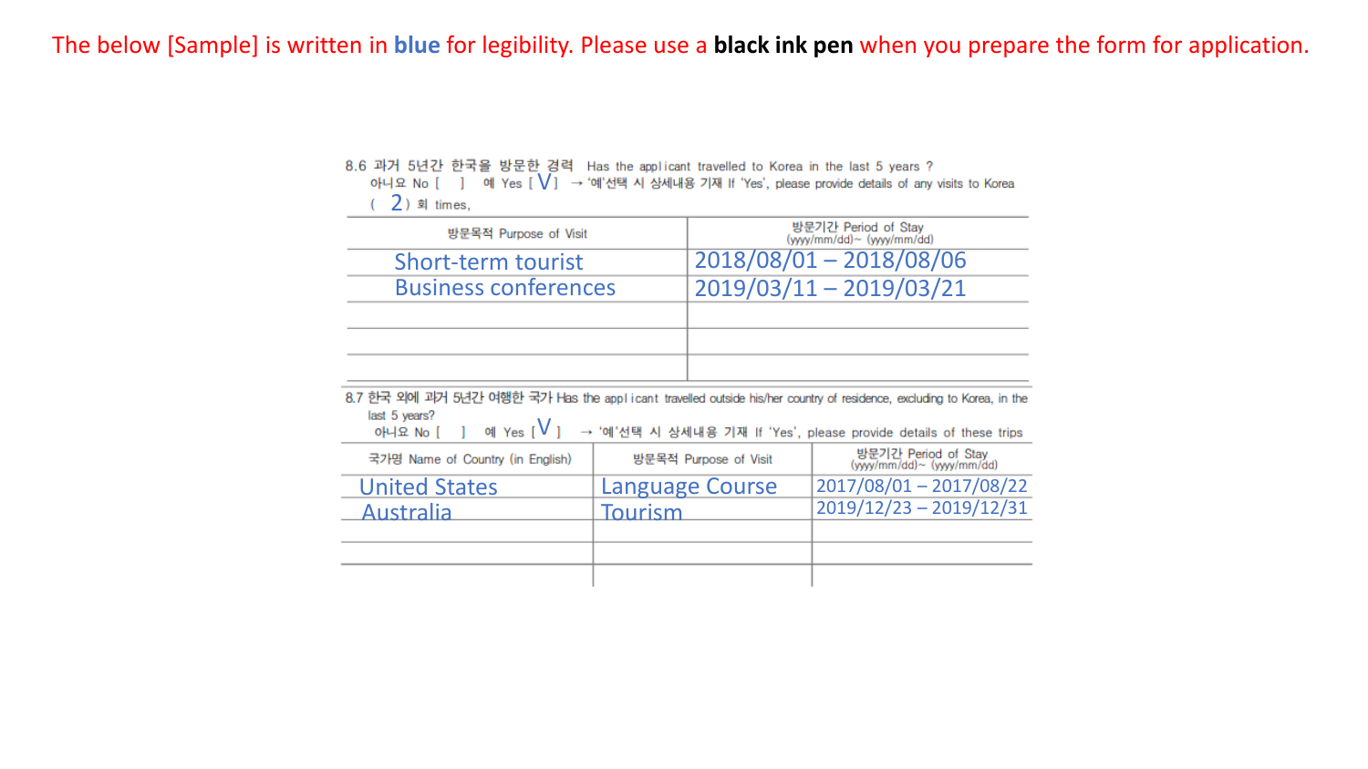The below [Sample] is written in blue for legibility. Please use a **black ink pen** when you prepare the form for application.

8.6 과거 5년간 한국을 방문한 경력 Has the applicant travelled to Korea in the last 5 years ?

아니요 No [ ] 예 Yes [ V ] → '예'선택 시 상세내용 기재 If 'Yes', please provide details of any visits to Korea ( 2 ) 회 times,

| 방문목적 Purpose of Visit | 방문기간 Period of Stay (yyyy/mm/dd)~ (yyyy/mm/dd) |
|---|---|
| Short-term tourist | 2018/08/01 – 2018/08/06 |
| Business conferences | 2019/03/11 – 2019/03/21 |
| | |
| | |
| | |

8.7 한국 외에 과거 5년간 여행한 국가 Has the applicant travelled outside his/her country of residence, excluding to Korea, in the last 5 years?

아니요 No [ ] 예 Yes [ V ] → '예'선택 시 상세내용 기재 If 'Yes', please provide details of these trips

| 국가명 Name of Country (in English) | 방문목적 Purpose of Visit | 방문기간 Period of Stay (yyyy/mm/dd)~ (yyyy/mm/dd) |
|---|---|---|
| United States | Language Course | 2017/08/01 – 2017/08/22 |
| Australia | Tourism | 2019/12/23 – 2019/12/31 |
| | | |
| | | |
| | | |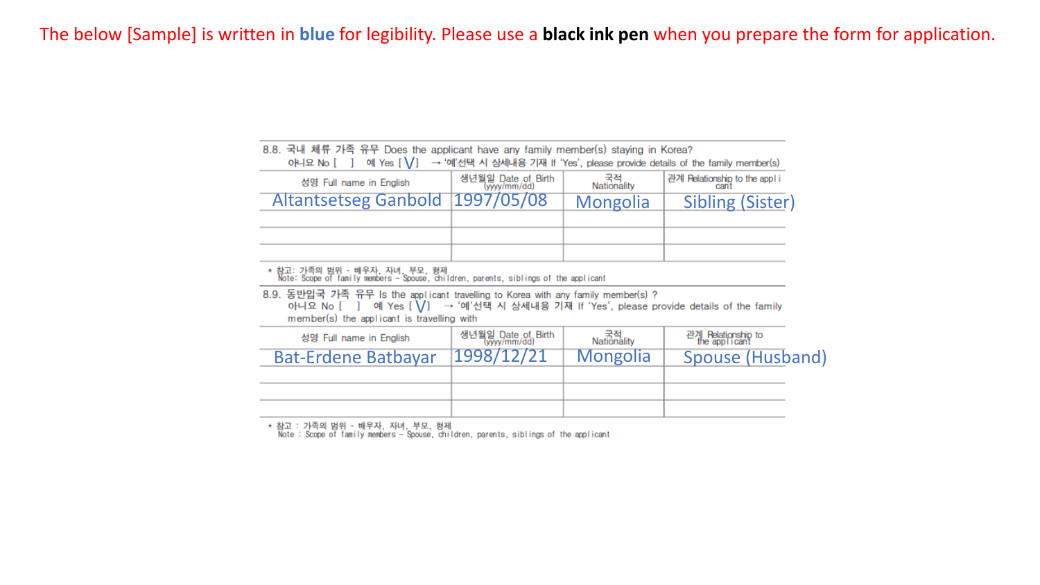The below [Sample] is written in **blue** for legibility. Please use a **black ink pen** when you prepare the form for application.

8.8. 국내 체류 가족 유무 Does the applicant have any family member(s) staying in Korea?
아니요 No [ ] 예 Yes [ V ] → '예'선택 시 상세내용 기재 If 'Yes', please provide details of the family member(s)

| 성명 Full name in English | 생년월일 Date of Birth (yyyy/mm/dd) | 국적 Nationality | 관계 Relationship to the applicant |
|---|---|---|---|
| Altantsetseg Ganbold | 1997/05/08 | Mongolia | Sibling (Sister) |
| | | | |
| | | | |
| | | | |

* 참고: 가족의 범위 - 배우자, 자녀, 부모, 형제
Note: Scope of family members – Spouse, children, parents, siblings of the applicant

8.9. 동반입국 가족 유무 Is the applicant travelling to Korea with any family member(s) ?
아니요 No [ ] 예 Yes [ V ] → '예'선택 시 상세내용 기재 If 'Yes', please provide details of the family member(s) the applicant is travelling with

| 성명 Full name in English | 생년월일 Date of Birth (yyyy/mm/dd) | 국적 Nationality | 관계 Relationship to the applicant |
|---|---|---|---|
| Bat-Erdene Batbayar | 1998/12/21 | Mongolia | Spouse (Husband) |
| | | | |
| | | | |
| | | | |

* 참고 : 가족의 범위 - 배우자, 자녀, 부모, 형제
Note : Scope of family members – Spouse, children, parents, siblings of the applicant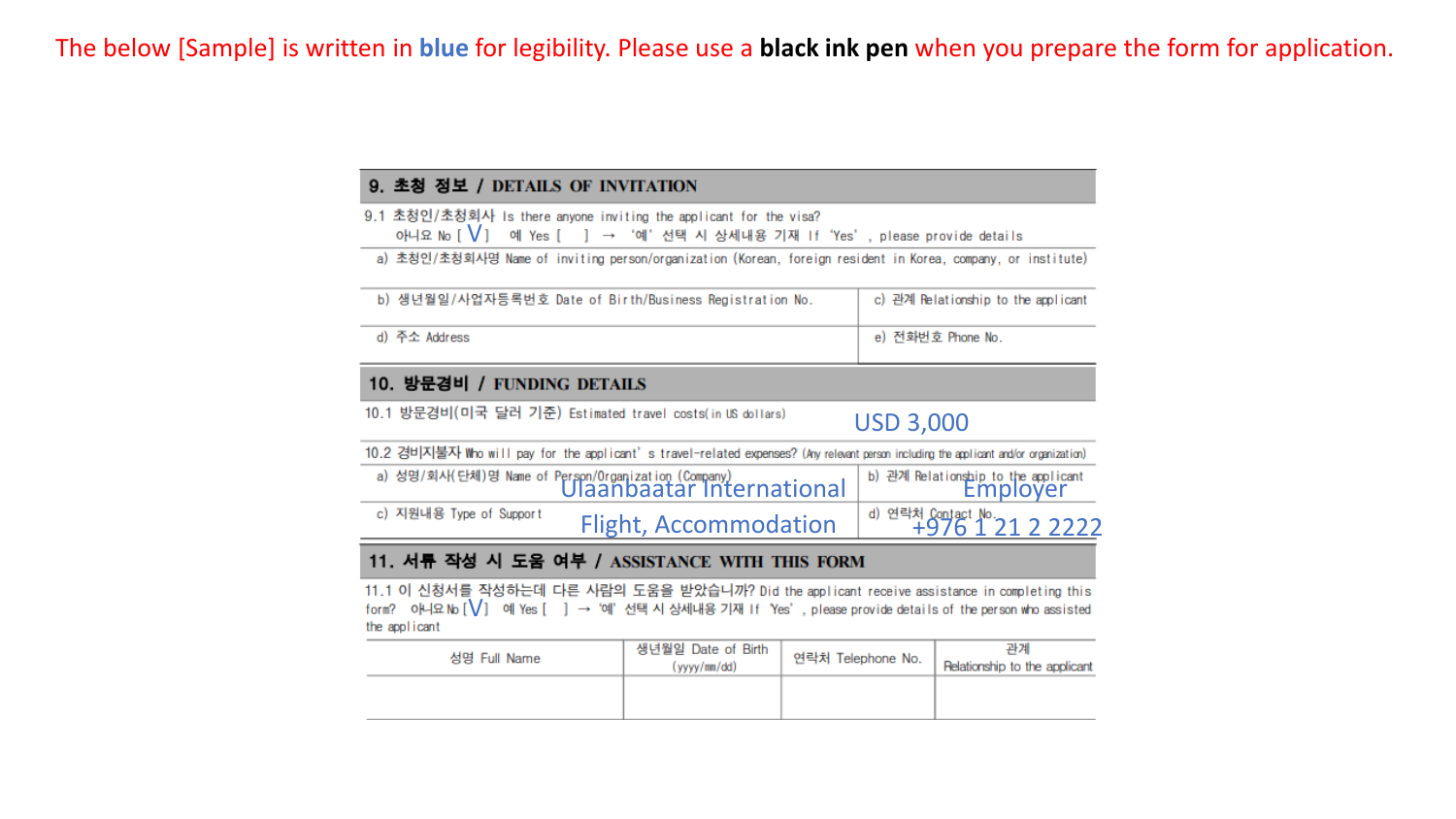The below [Sample] is written in **blue** for legibility. Please use a **black ink pen** when you prepare the form for application.

## 9. 초청 정보 / DETAILS OF INVITATION

9.1 초청인/초청회사 Is there anyone inviting the applicant for the visa?
아니요 No [ V ]  예 Yes [  ] → '예' 선택 시 상세내용 기재 If 'Yes', please provide details

| a) 초청인/초청회사명 Name of inviting person/organization (Korean, foreign resident in Korea, company, or institute) | |
|---|---|
| b) 생년월일/사업자등록번호 Date of Birth/Business Registration No. | c) 관계 Relationship to the applicant |
| d) 주소 Address | e) 전화번호 Phone No. |

## 10. 방문경비 / FUNDING DETAILS

10.1 방문경비(미국 달러 기준) Estimated travel costs(in US dollars) USD 3,000

10.2 경비지불자 Who will pay for the applicant's travel-related expenses? (Any relevant person including the applicant and/or organization)

| a) 성명/회사(단체)명 Name of Person/Organization (Company) Ulaanbaatar International | b) 관계 Relationship to the applicant Employer |
|---|---|
| c) 지원내용 Type of Support Flight, Accommodation | d) 연락처 Contact No. +976 1 21 2 2222 |

## 11. 서류 작성 시 도움 여부 / ASSISTANCE WITH THIS FORM

11.1 이 신청서를 작성하는데 다른 사람의 도움을 받았습니까? Did the applicant receive assistance in completing this form? 아니요 No [V]  예 Yes [  ] → '예' 선택 시 상세내용 기재 If 'Yes', please provide details of the person who assisted the applicant

| 성명 Full Name | 생년월일 Date of Birth (yyyy/mm/dd) | 연락처 Telephone No. | 관계 Relationship to the applicant |
|---|---|---|---|
| | | | |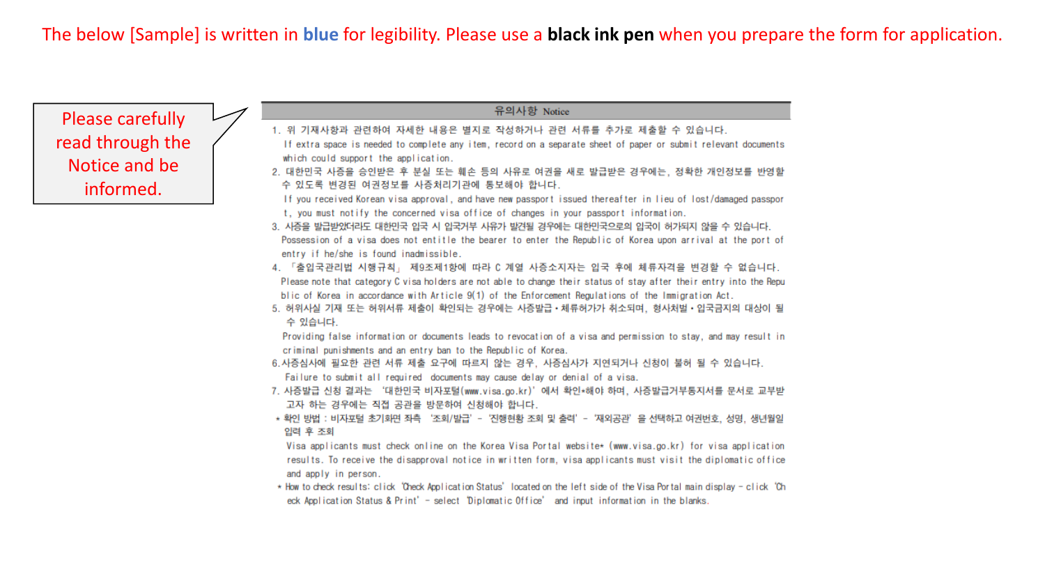The below [Sample] is written in blue for legibility. Please use a **black ink pen** when you prepare the form for application.

Please carefully read through the Notice and be informed.

## 유의사항 Notice

1. 위 기재사항과 관련하여 자세한 내용은 별지로 작성하거나 관련 서류를 추가로 제출할 수 있습니다.
   If extra space is needed to complete any item, record on a separate sheet of paper or submit relevant documents which could support the application.
2. 대한민국 사증을 승인받은 후 분실 또는 훼손 등의 사유로 여권을 새로 발급받은 경우에는, 정확한 개인정보를 반영할 수 있도록 변경된 여권정보를 사증처리기관에 통보해야 합니다.
   If you received Korean visa approval, and have new passport issued thereafter in lieu of lost/damaged passport, you must notify the concerned visa office of changes in your passport information.
3. 사증을 발급받았더라도 대한민국 입국 시 입국거부 사유가 발견될 경우에는 대한민국으로의 입국이 허가되지 않을 수 있습니다.
   Possession of a visa does not entitle the bearer to enter the Republic of Korea upon arrival at the port of entry if he/she is found inadmissible.
4. 「출입국관리법 시행규칙」 제9조제1항에 따라 C 계열 사증소지자는 입국 후에 체류자격을 변경할 수 없습니다.
   Please note that category C visa holders are not able to change their status of stay after their entry into the Republic of Korea in accordance with Article 9(1) of the Enforcement Regulations of the Immigration Act.
5. 허위사실 기재 또는 허위서류 제출이 확인되는 경우에는 사증발급・체류허가가 취소되며, 형사처벌・입국금지의 대상이 될 수 있습니다.
   Providing false information or documents leads to revocation of a visa and permission to stay, and may result in criminal punishments and an entry ban to the Republic of Korea.
6. 사증심사에 필요한 관련 서류 제출 요구에 따르지 않는 경우, 사증심사가 지연되거나 신청이 불허 될 수 있습니다.
   Failure to submit all required documents may cause delay or denial of a visa.
7. 사증발급 신청 결과는 '대한민국 비자포털(www.visa.go.kr)' 에서 확인*해야 하며, 사증발급거부통지서를 문서로 교부받고자 하는 경우에는 직접 공관을 방문하여 신청해야 합니다.

* 확인 방법 : 비자포털 초기화면 좌측 '조회/발급' - '진행현황 조회 및 출력' - '재외공관' 을 선택하고 여권번호, 성명, 생년월일 입력 후 조회

  Visa applicants must check online on the Korea Visa Portal website* (www.visa.go.kr) for visa application results. To receive the disapproval notice in written form, visa applicants must visit the diplomatic office and apply in person.

* How to check results: click 'Check Application Status' located on the left side of the Visa Portal main display - click 'Check Application Status & Print' - select 'Diplomatic Office' and input information in the blanks.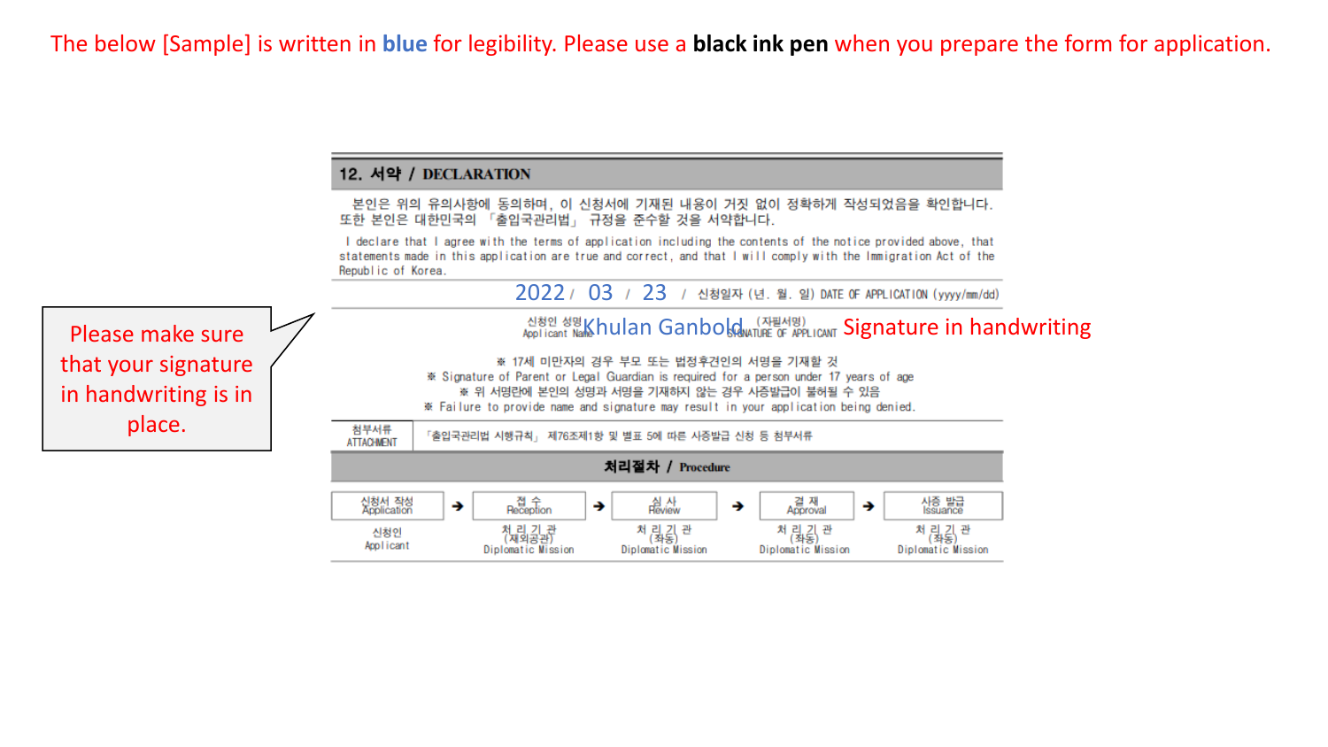The below [Sample] is written in **blue** for legibility. Please use a **black ink pen** when you prepare the form for application.

## 12. 서약 / DECLARATION

본인은 위의 유의사항에 동의하며, 이 신청서에 기재된 내용이 거짓 없이 정확하게 작성되었음을 확인합니다. 또한 본인은 대한민국의 「출입국관리법」 규정을 준수할 것을 서약합니다.

I declare that I agree with the terms of application including the contents of the notice provided above, that statements made in this application are true and correct, and that I will comply with the Immigration Act of the Republic of Korea.

2022 / 03 / 23 / 신청일자 (년. 월. 일) DATE OF APPLICATION (yyyy/mm/dd)

신청인 성명 Applicant Name Khulan Ganbold (자필서명) SIGNATURE OF APPLICANT Signature in handwriting

Please make sure that your signature in handwriting is in place.

※ 17세 미만자의 경우 부모 또는 법정후견인의 서명을 기재할 것
※ Signature of Parent or Legal Guardian is required for a person under 17 years of age
※ 위 서명란에 본인의 성명과 서명을 기재하지 않는 경우 사증발급이 불허될 수 있음
※ Failure to provide name and signature may result in your application being denied.

| | |
|---|---|
| 첨부서류 ATTACHMENT | 「출입국관리법 시행규칙」 제76조제1항 및 별표 5에 따른 사증발급 신청 등 첨부서류 |

### 처리절차 / Procedure

신청서 작성 Application → 접수 Reception → 심사 Review → 결재 Approval → 사증 발급 Issuance

| 신청서 작성 Application | 접수 Reception | 심사 Review | 결재 Approval | 사증 발급 Issuance |
|---|---|---|---|---|
| 신청인 Applicant | 처리기관 (재외공관) Diplomatic Mission | 처리기관 (좌동) Diplomatic Mission | 처리기관 (좌동) Diplomatic Mission | 처리기관 (좌동) Diplomatic Mission |